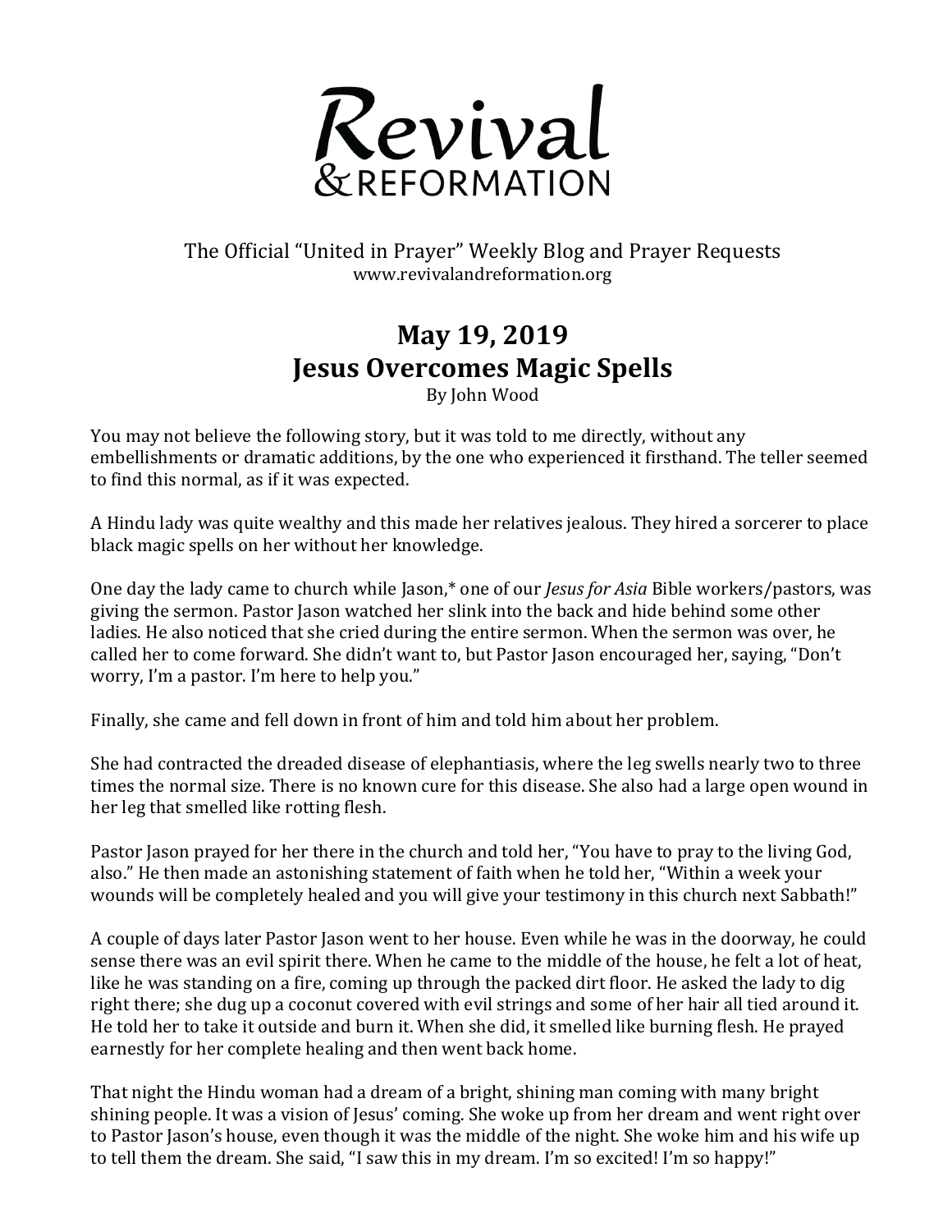# Revival & REFORMATION

The Official "United in Prayer" Weekly Blog and Prayer Requests
www.revivalandreformation.org

## May 19, 2019
## Jesus Overcomes Magic Spells

By John Wood

You may not believe the following story, but it was told to me directly, without any embellishments or dramatic additions, by the one who experienced it firsthand. The teller seemed to find this normal, as if it was expected.

A Hindu lady was quite wealthy and this made her relatives jealous. They hired a sorcerer to place black magic spells on her without her knowledge.

One day the lady came to church while Jason,* one of our *Jesus for Asia* Bible workers/pastors, was giving the sermon. Pastor Jason watched her slink into the back and hide behind some other ladies. He also noticed that she cried during the entire sermon. When the sermon was over, he called her to come forward. She didn't want to, but Pastor Jason encouraged her, saying, "Don't worry, I'm a pastor. I'm here to help you."

Finally, she came and fell down in front of him and told him about her problem.

She had contracted the dreaded disease of elephantiasis, where the leg swells nearly two to three times the normal size. There is no known cure for this disease. She also had a large open wound in her leg that smelled like rotting flesh.

Pastor Jason prayed for her there in the church and told her, "You have to pray to the living God, also." He then made an astonishing statement of faith when he told her, "Within a week your wounds will be completely healed and you will give your testimony in this church next Sabbath!"

A couple of days later Pastor Jason went to her house. Even while he was in the doorway, he could sense there was an evil spirit there. When he came to the middle of the house, he felt a lot of heat, like he was standing on a fire, coming up through the packed dirt floor. He asked the lady to dig right there; she dug up a coconut covered with evil strings and some of her hair all tied around it. He told her to take it outside and burn it. When she did, it smelled like burning flesh. He prayed earnestly for her complete healing and then went back home.

That night the Hindu woman had a dream of a bright, shining man coming with many bright shining people. It was a vision of Jesus' coming. She woke up from her dream and went right over to Pastor Jason's house, even though it was the middle of the night. She woke him and his wife up to tell them the dream. She said, "I saw this in my dream. I'm so excited! I'm so happy!"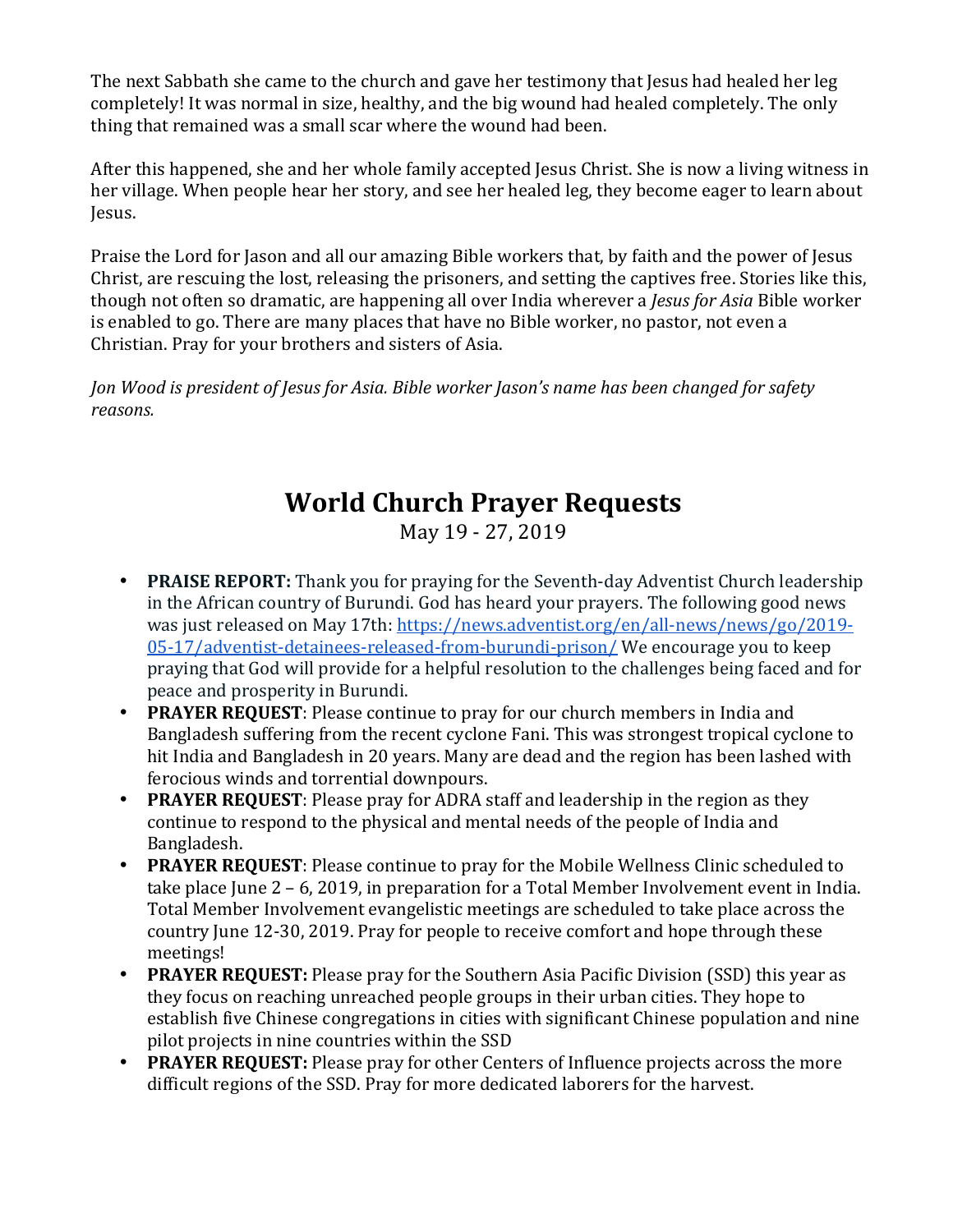The next Sabbath she came to the church and gave her testimony that Jesus had healed her leg completely! It was normal in size, healthy, and the big wound had healed completely. The only thing that remained was a small scar where the wound had been.

After this happened, she and her whole family accepted Jesus Christ. She is now a living witness in her village. When people hear her story, and see her healed leg, they become eager to learn about Jesus.

Praise the Lord for Jason and all our amazing Bible workers that, by faith and the power of Jesus Christ, are rescuing the lost, releasing the prisoners, and setting the captives free. Stories like this, though not often so dramatic, are happening all over India wherever a *Jesus for Asia* Bible worker is enabled to go. There are many places that have no Bible worker, no pastor, not even a Christian. Pray for your brothers and sisters of Asia.

*Jon Wood is president of Jesus for Asia. Bible worker Jason's name has been changed for safety reasons.*

# World Church Prayer Requests

May 19 - 27, 2019

- **PRAISE REPORT:** Thank you for praying for the Seventh-day Adventist Church leadership in the African country of Burundi. God has heard your prayers. The following good news was just released on May 17th: [https://news.adventist.org/en/all-news/news/go/2019-05-17/adventist-detainees-released-from-burundi-prison/](https://news.adventist.org/en/all-news/news/go/2019-05-17/adventist-detainees-released-from-burundi-prison/) We encourage you to keep praying that God will provide for a helpful resolution to the challenges being faced and for peace and prosperity in Burundi.
- **PRAYER REQUEST**: Please continue to pray for our church members in India and Bangladesh suffering from the recent cyclone Fani. This was strongest tropical cyclone to hit India and Bangladesh in 20 years. Many are dead and the region has been lashed with ferocious winds and torrential downpours.
- **PRAYER REQUEST**: Please pray for ADRA staff and leadership in the region as they continue to respond to the physical and mental needs of the people of India and Bangladesh.
- **PRAYER REQUEST**: Please continue to pray for the Mobile Wellness Clinic scheduled to take place June 2 – 6, 2019, in preparation for a Total Member Involvement event in India. Total Member Involvement evangelistic meetings are scheduled to take place across the country June 12-30, 2019. Pray for people to receive comfort and hope through these meetings!
- **PRAYER REQUEST:** Please pray for the Southern Asia Pacific Division (SSD) this year as they focus on reaching unreached people groups in their urban cities. They hope to establish five Chinese congregations in cities with significant Chinese population and nine pilot projects in nine countries within the SSD
- **PRAYER REQUEST:** Please pray for other Centers of Influence projects across the more difficult regions of the SSD. Pray for more dedicated laborers for the harvest.